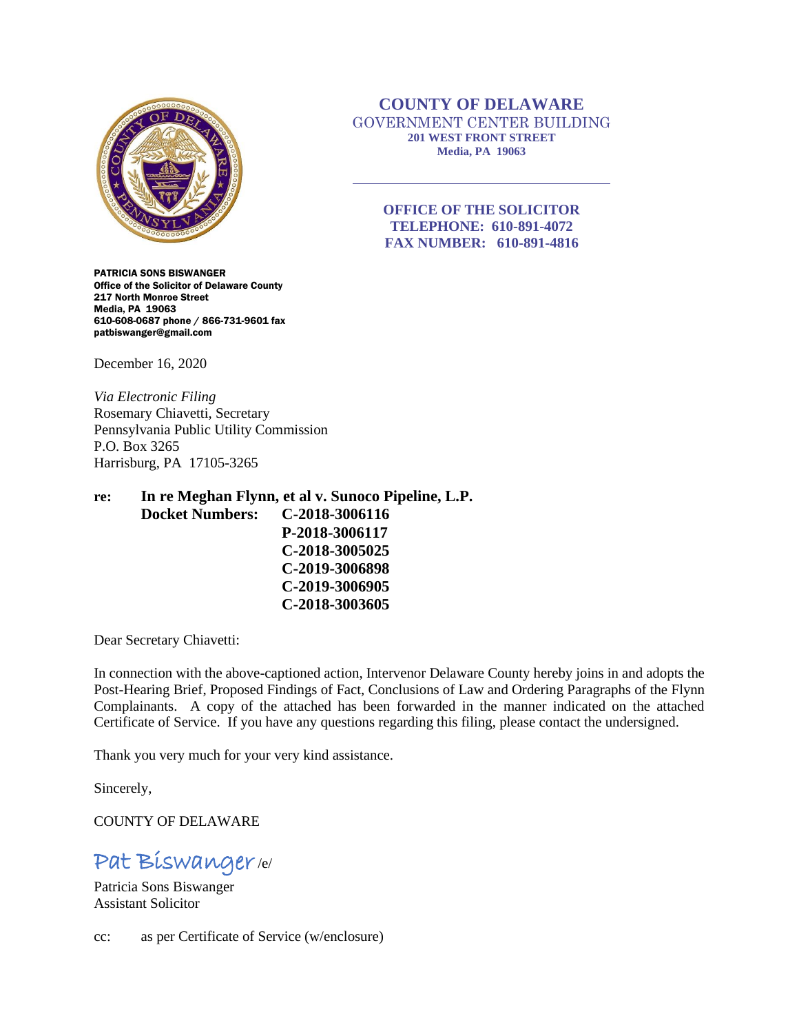**COUNTY OF DELAWARE**
GOVERNMENT CENTER BUILDING
**201 WEST FRONT STREET**
**Media, PA 19063**

**OFFICE OF THE SOLICITOR**
**TELEPHONE: 610-891-4072**
**FAX NUMBER: 610-891-4816**

**PATRICIA SONS BISWANGER**
**Office of the Solicitor of Delaware County**
**217 North Monroe Street**
**Media, PA 19063**
**610-608-0687 phone / 866-731-9601 fax**
**patbiswanger@gmail.com**

December 16, 2020

*Via Electronic Filing*
Rosemary Chiavetti, Secretary
Pennsylvania Public Utility Commission
P.O. Box 3265
Harrisburg, PA 17105-3265

**re: In re Meghan Flynn, et al v. Sunoco Pipeline, L.P.**
**Docket Numbers: C-2018-3006116**
**P-2018-3006117**
**C-2018-3005025**
**C-2019-3006898**
**C-2019-3006905**
**C-2018-3003605**

Dear Secretary Chiavetti:

In connection with the above-captioned action, Intervenor Delaware County hereby joins in and adopts the Post-Hearing Brief, Proposed Findings of Fact, Conclusions of Law and Ordering Paragraphs of the Flynn Complainants. A copy of the attached has been forwarded in the manner indicated on the attached Certificate of Service. If you have any questions regarding this filing, please contact the undersigned.

Thank you very much for your very kind assistance.

Sincerely,

COUNTY OF DELAWARE

Pat Biswanger /e/

Patricia Sons Biswanger
Assistant Solicitor

cc: as per Certificate of Service (w/enclosure)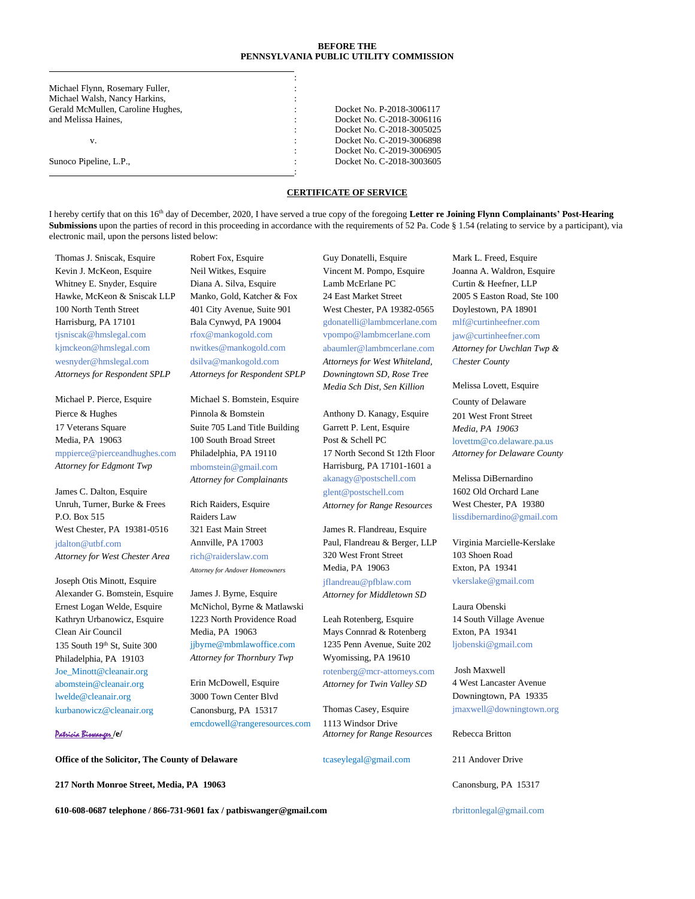**BEFORE THE**
**PENNSYLVANIA PUBLIC UTILITY COMMISSION**

| | |
|---|---|
| Michael Flynn, Rosemary Fuller, Michael Walsh, Nancy Harkins, Gerald McMullen, Caroline Hughes, and Melissa Haines, | Docket No. P-2018-3006117 |
| | Docket No. C-2018-3006116 |
| | Docket No. C-2018-3005025 |
| v. | Docket No. C-2019-3006898 |
| | Docket No. C-2019-3006905 |
| Sunoco Pipeline, L.P., | Docket No. C-2018-3003605 |

**CERTIFICATE OF SERVICE**

I hereby certify that on this 16[th] day of December, 2020, I have served a true copy of the foregoing **Letter re Joining Flynn Complainants' Post-Hearing Submissions** upon the parties of record in this proceeding in accordance with the requirements of 52 Pa. Code § 1.54 (relating to service by a participant), via electronic mail, upon the persons listed below:

Thomas J. Sniscak, Esquire
Kevin J. McKeon, Esquire
Whitney E. Snyder, Esquire
Hawke, McKeon & Sniscak LLP
100 North Tenth Street
Harrisburg, PA 17101
tjsniscak@hmslegal.com
kjmckeon@hmslegal.com
wesnyder@hmslegal.com
*Attorneys for Respondent SPLP*

Michael P. Pierce, Esquire
Pierce & Hughes
17 Veterans Square
Media, PA 19063
mppierce@pierceandhughes.com
*Attorney for Edgmont Twp*

James C. Dalton, Esquire
Unruh, Turner, Burke & Frees
P.O. Box 515
West Chester, PA 19381-0516
jdalton@utbf.com
*Attorney for West Chester Area*

Joseph Otis Minott, Esquire
Alexander G. Bomstein, Esquire
Ernest Logan Welde, Esquire
Kathryn Urbanowicz, Esquire
Clean Air Council
135 South 19[th] St, Suite 300
Philadelphia, PA 19103
Joe_Minott@cleanair.org
abomstein@cleanair.org
lwelde@cleanair.org
kurbanowicz@cleanair.org

Robert Fox, Esquire
Neil Witkes, Esquire
Diana A. Silva, Esquire
Manko, Gold, Katcher & Fox
401 City Avenue, Suite 901
Bala Cynwyd, PA 19004
rfox@mankogold.com
nwitkes@mankogold.com
dsilva@mankogold.com
*Attorneys for Respondent SPLP*

Michael S. Bomstein, Esquire
Pinnola & Bomstein
Suite 705 Land Title Building
100 South Broad Street
Philadelphia, PA 19110
mbomstein@gmail.com
*Attorney for Complainants*

Rich Raiders, Esquire
Raiders Law
321 East Main Street
Annville, PA 17003
rich@raiderslaw.com
*Attorney for Andover Homeowners*

James J. Byrne, Esquire
McNichol, Byrne & Matlawski
1223 North Providence Road
Media, PA 19063
jjbyrne@mbmlawoffice.com
*Attorney for Thornbury Twp*

Erin McDowell, Esquire
3000 Town Center Blvd
Canonsburg, PA 15317
emcdowell@rangeresources.com

Guy Donatelli, Esquire
Vincent M. Pompo, Esquire
Lamb McErlane PC
24 East Market Street
West Chester, PA 19382-0565
gdonatelli@lambmcerlane.com
vpompo@lambmcerlane.com
abaumler@lambmcerlane.com
*Attorneys for West Whiteland, Downingtown SD, Rose Tree Media Sch Dist, Sen Killion*

Anthony D. Kanagy, Esquire
Garrett P. Lent, Esquire
Post & Schell PC
17 North Second St 12th Floor
Harrisburg, PA 17101-1601 a
akanagy@postschell.com
glent@postschell.com
*Attorney for Range Resources*

James R. Flandreau, Esquire
Paul, Flandreau & Berger, LLP
320 West Front Street
Media, PA 19063
jflandreau@pfblaw.com
*Attorney for Middletown SD*

Leah Rotenberg, Esquire
Mays Connrad & Rotenberg
1235 Penn Avenue, Suite 202
Wyomissing, PA 19610
rotenberg@mcr-attorneys.com
*Attorney for Twin Valley SD*

Thomas Casey, Esquire
1113 Windsor Drive
*Attorney for Range Resources*
tcaseylegal@gmail.com

Mark L. Freed, Esquire
Joanna A. Waldron, Esquire
Curtin & Heefner, LLP
2005 S Easton Road, Ste 100
Doylestown, PA 18901
mlf@curtinheefner.com
jaw@curtinheefner.com
*Attorney for Uwchlan Twp & Chester County*

Melissa Lovett, Esquire
County of Delaware
201 West Front Street
*Media, PA 19063*
lovettm@co.delaware.pa.us
*Attorney for Delaware County*

Melissa DiBernardino
1602 Old Orchard Lane
West Chester, PA 19380
lissdibernardino@gmail.com

Virginia Marcielle-Kerslake
103 Shoen Road
Exton, PA 19341
vkerslake@gmail.com

Laura Obenski
14 South Village Avenue
Exton, PA 19341
ljobenski@gmail.com

Josh Maxwell
4 West Lancaster Avenue
Downingtown, PA 19335
jmaxwell@downingtown.org

Rebecca Britton
211 Andover Drive
Canonsburg, PA 15317
rbrittonlegal@gmail.com

*Patricia Biswanger* /e/

**Office of the Solicitor, The County of Delaware**

**217 North Monroe Street, Media, PA 19063**

**610-608-0687 telephone / 866-731-9601 fax / patbiswanger@gmail.com**